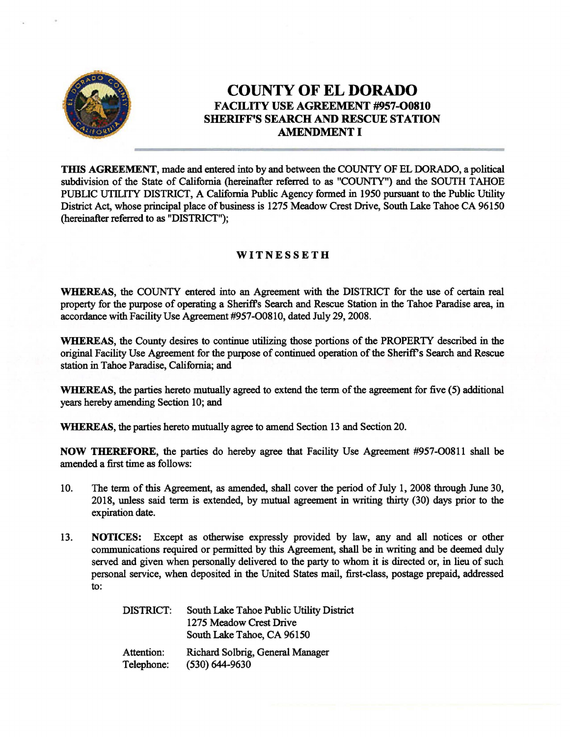# COUNTY OF EL DORADO
## FACILITY USE AGREEMENT #957-O0810
## SHERIFF'S SEARCH AND RESCUE STATION
## AMENDMENT I

**THIS AGREEMENT**, made and entered into by and between the COUNTY OF EL DORADO, a political subdivision of the State of California (hereinafter referred to as "COUNTY") and the SOUTH TAHOE PUBLIC UTILITY DISTRICT, A California Public Agency formed in 1950 pursuant to the Public Utility District Act, whose principal place of business is 1275 Meadow Crest Drive, South Lake Tahoe CA 96150 (hereinafter referred to as "DISTRICT");

**WITNESSETH**

**WHEREAS**, the COUNTY entered into an Agreement with the DISTRICT for the use of certain real property for the purpose of operating a Sheriff's Search and Rescue Station in the Tahoe Paradise area, in accordance with Facility Use Agreement #957-O0810, dated July 29, 2008.

**WHEREAS**, the County desires to continue utilizing those portions of the PROPERTY described in the original Facility Use Agreement for the purpose of continued operation of the Sheriff's Search and Rescue station in Tahoe Paradise, California; and

**WHEREAS**, the parties hereto mutually agreed to extend the term of the agreement for five (5) additional years hereby amending Section 10; and

**WHEREAS**, the parties hereto mutually agree to amend Section 13 and Section 20.

**NOW THEREFORE**, the parties do hereby agree that Facility Use Agreement #957-O0811 shall be amended a first time as follows:

10. The term of this Agreement, as amended, shall cover the period of July 1, 2008 through June 30, 2018, unless said term is extended, by mutual agreement in writing thirty (30) days prior to the expiration date.

13. **NOTICES:** Except as otherwise expressly provided by law, any and all notices or other communications required or permitted by this Agreement, shall be in writing and be deemed duly served and given when personally delivered to the party to whom it is directed or, in lieu of such personal service, when deposited in the United States mail, first-class, postage prepaid, addressed to:

DISTRICT: South Lake Tahoe Public Utility District
1275 Meadow Crest Drive
South Lake Tahoe, CA 96150

Attention: Richard Solbrig, General Manager
Telephone: (530) 644-9630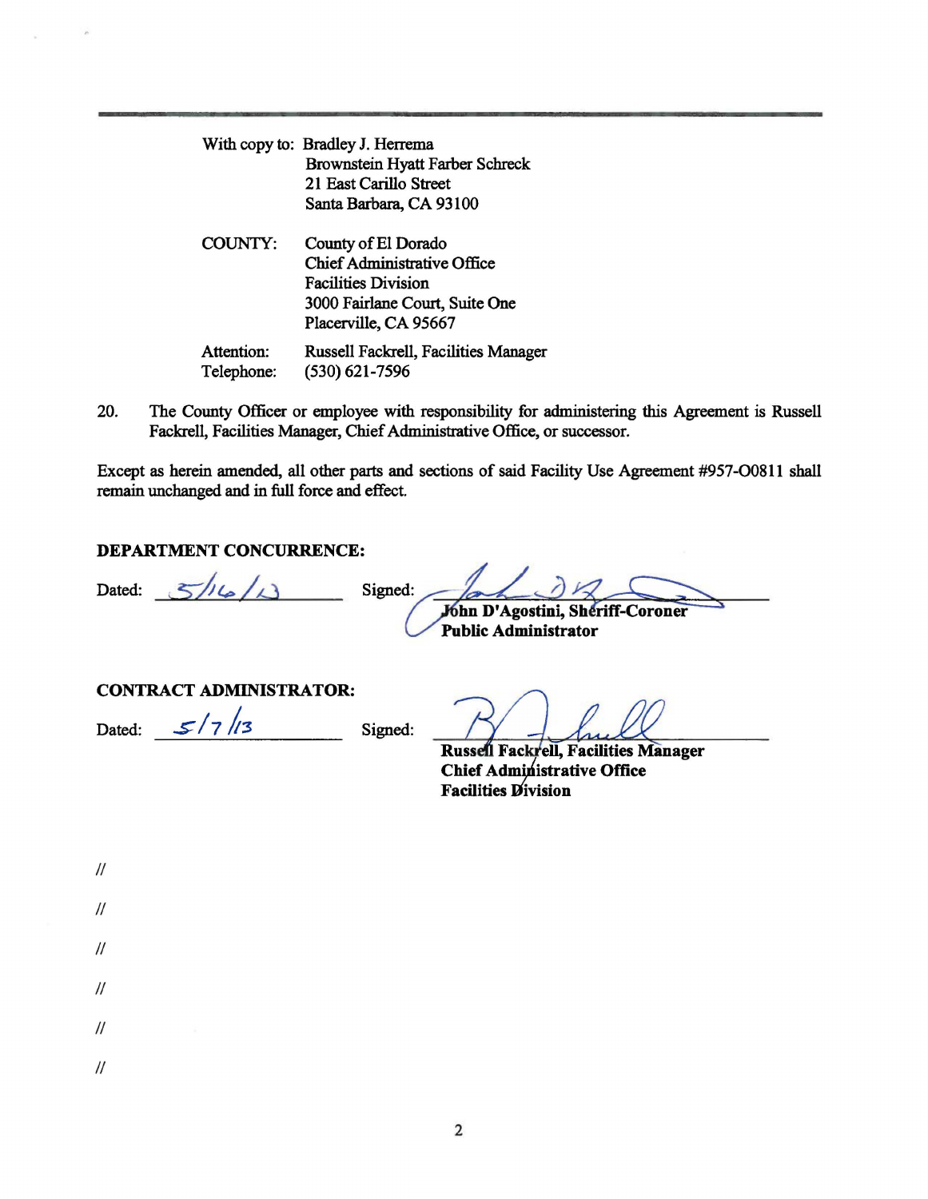With copy to: Bradley J. Herrema
Brownstein Hyatt Farber Schreck
21 East Carillo Street
Santa Barbara, CA 93100

COUNTY: County of El Dorado
Chief Administrative Office
Facilities Division
3000 Fairlane Court, Suite One
Placerville, CA 95667

Attention: Russell Fackrell, Facilities Manager
Telephone: (530) 621-7596

20. The County Officer or employee with responsibility for administering this Agreement is Russell Fackrell, Facilities Manager, Chief Administrative Office, or successor.

Except as herein amended, all other parts and sections of said Facility Use Agreement #957-O0811 shall remain unchanged and in full force and effect.

**DEPARTMENT CONCURRENCE:**

Dated: 5/16/13 Signed: ______________________
**John D'Agostini, Sheriff-Coroner**
**Public Administrator**

**CONTRACT ADMINISTRATOR:**

Dated: 5/7/13 Signed: ______________________
**Russell Fackrell, Facilities Manager**
**Chief Administrative Office**
**Facilities Division**

//

//

//

//

//

//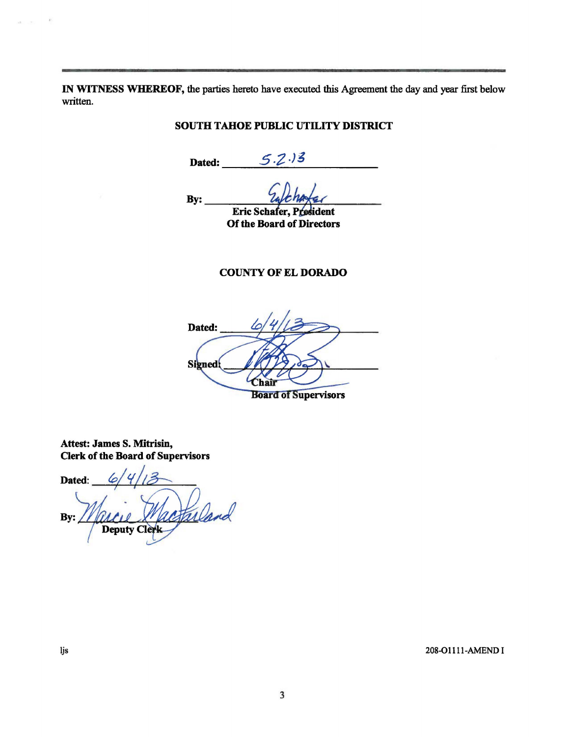**IN WITNESS WHEREOF,** the parties hereto have executed this Agreement the day and year first below written.

**SOUTH TAHOE PUBLIC UTILITY DISTRICT**

**Dated:** 5.2.13

**By:** _[signature]_
**Eric Schafer, President**
**Of the Board of Directors**

**COUNTY OF EL DORADO**

**Dated:** 6/4/13

**Signed:** _[signature]_
**Chair**
**Board of Supervisors**

**Attest: James S. Mitrisin,**
**Clerk of the Board of Supervisors**

**Dated:** 6/4/13

**By:** Marcie MacFarland
**Deputy Clerk**

ljs

208-O1111-AMEND I